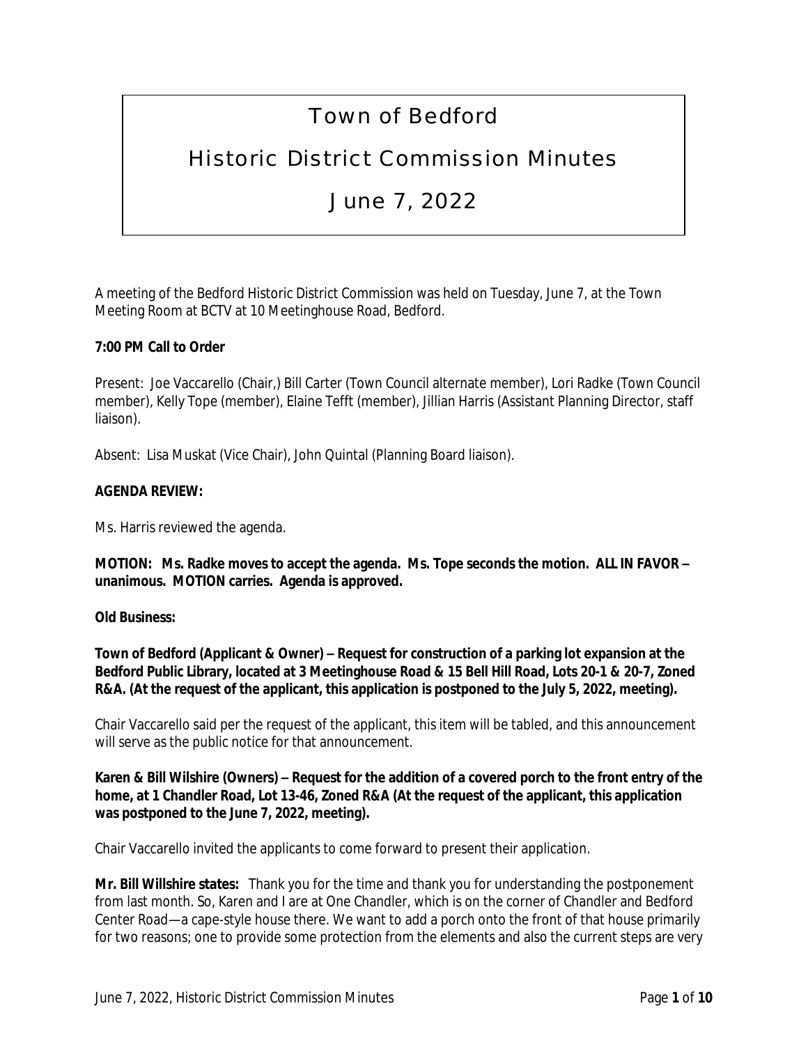# Town of Bedford

## Historic District Commission Minutes

## June 7, 2022

A meeting of the Bedford Historic District Commission was held on Tuesday, June 7, at the Town Meeting Room at BCTV at 10 Meetinghouse Road, Bedford.

**7:00 PM Call to Order**

Present: Joe Vaccarello (Chair,) Bill Carter (Town Council alternate member), Lori Radke (Town Council member), Kelly Tope (member), Elaine Tefft (member), Jillian Harris (Assistant Planning Director, staff liaison).

Absent: Lisa Muskat (Vice Chair), John Quintal (Planning Board liaison).

**AGENDA REVIEW:**

Ms. Harris reviewed the agenda.

**MOTION: Ms. Radke moves to accept the agenda. Ms. Tope seconds the motion. ALL IN FAVOR – unanimous. MOTION carries. Agenda is approved.**

**Old Business:**

**Town of Bedford (Applicant & Owner) – Request for construction of a parking lot expansion at the Bedford Public Library, located at 3 Meetinghouse Road & 15 Bell Hill Road, Lots 20-1 & 20-7, Zoned R&A. (At the request of the applicant, this application is postponed to the July 5, 2022, meeting).**

Chair Vaccarello said per the request of the applicant, this item will be tabled, and this announcement will serve as the public notice for that announcement.

**Karen & Bill Wilshire (Owners) – Request for the addition of a covered porch to the front entry of the home, at 1 Chandler Road, Lot 13-46, Zoned R&A (At the request of the applicant, this application was postponed to the June 7, 2022, meeting).**

Chair Vaccarello invited the applicants to come forward to present their application.

**Mr. Bill Willshire states:** Thank you for the time and thank you for understanding the postponement from last month. So, Karen and I are at One Chandler, which is on the corner of Chandler and Bedford Center Road—a cape-style house there. We want to add a porch onto the front of that house primarily for two reasons; one to provide some protection from the elements and also the current steps are very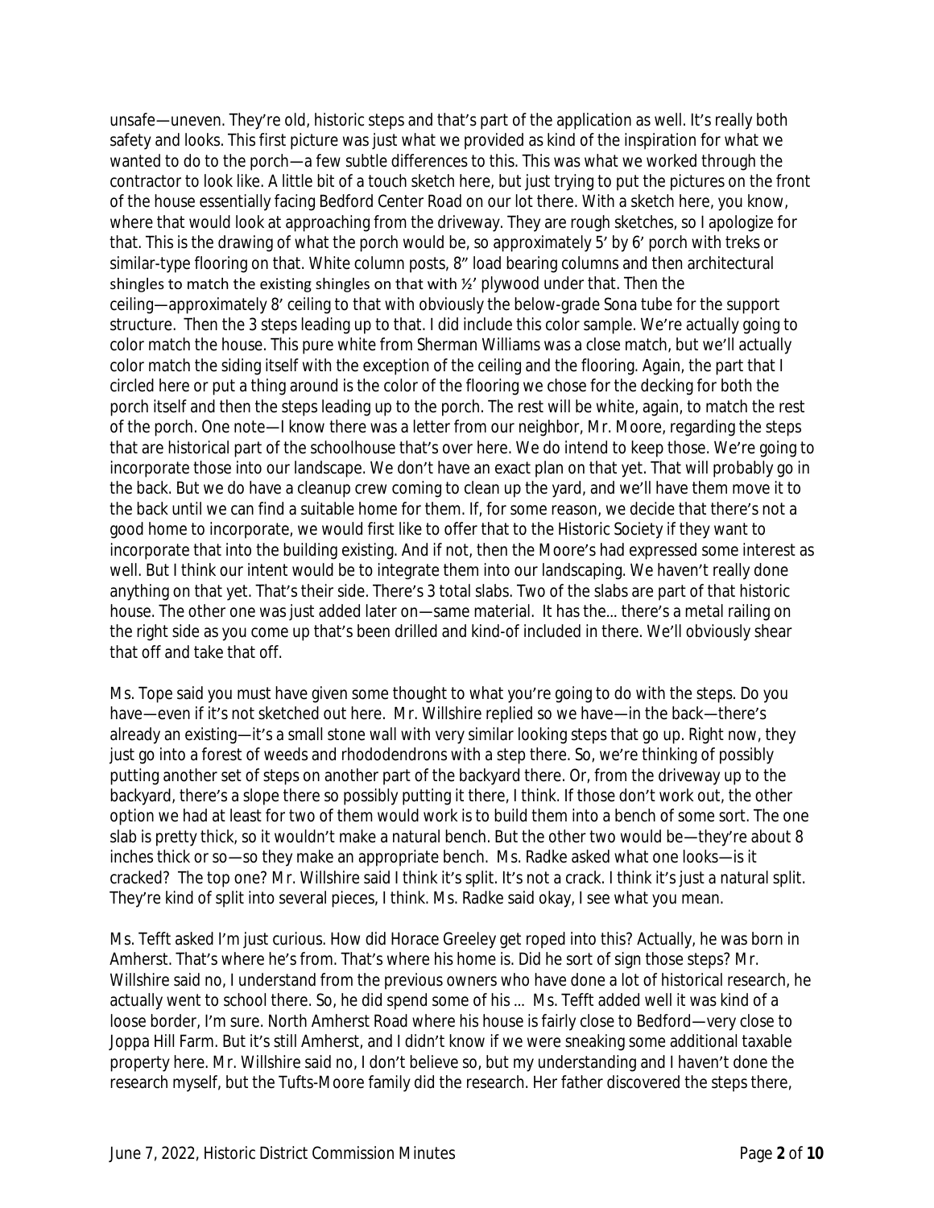unsafe—uneven. They're old, historic steps and that's part of the application as well. It's really both safety and looks. This first picture was just what we provided as kind of the inspiration for what we wanted to do to the porch—a few subtle differences to this. This was what we worked through the contractor to look like. A little bit of a touch sketch here, but just trying to put the pictures on the front of the house essentially facing Bedford Center Road on our lot there. With a sketch here, you know, where that would look at approaching from the driveway. They are rough sketches, so I apologize for that. This is the drawing of what the porch would be, so approximately 5' by 6' porch with treks or similar-type flooring on that. White column posts, 8" load bearing columns and then architectural shingles to match the existing shingles on that with ½' plywood under that. Then the ceiling—approximately 8' ceiling to that with obviously the below-grade Sona tube for the support structure. Then the 3 steps leading up to that. I did include this color sample. We're actually going to color match the house. This pure white from Sherman Williams was a close match, but we'll actually color match the siding itself with the exception of the ceiling and the flooring. Again, the part that I circled here or put a thing around is the color of the flooring we chose for the decking for both the porch itself and then the steps leading up to the porch. The rest will be white, again, to match the rest of the porch. One note—I know there was a letter from our neighbor, Mr. Moore, regarding the steps that are historical part of the schoolhouse that's over here. We do intend to keep those. We're going to incorporate those into our landscape. We don't have an exact plan on that yet. That will probably go in the back. But we do have a cleanup crew coming to clean up the yard, and we'll have them move it to the back until we can find a suitable home for them. If, for some reason, we decide that there's not a good home to incorporate, we would first like to offer that to the Historic Society if they want to incorporate that into the building existing. And if not, then the Moore's had expressed some interest as well. But I think our intent would be to integrate them into our landscaping. We haven't really done anything on that yet. That's their side. There's 3 total slabs. Two of the slabs are part of that historic house. The other one was just added later on—same material. It has the… there's a metal railing on the right side as you come up that's been drilled and kind-of included in there. We'll obviously shear that off and take that off.

Ms. Tope said you must have given some thought to what you're going to do with the steps. Do you have—even if it's not sketched out here. Mr. Willshire replied so we have—in the back—there's already an existing—it's a small stone wall with very similar looking steps that go up. Right now, they just go into a forest of weeds and rhododendrons with a step there. So, we're thinking of possibly putting another set of steps on another part of the backyard there. Or, from the driveway up to the backyard, there's a slope there so possibly putting it there, I think. If those don't work out, the other option we had at least for two of them would work is to build them into a bench of some sort. The one slab is pretty thick, so it wouldn't make a natural bench. But the other two would be—they're about 8 inches thick or so—so they make an appropriate bench. Ms. Radke asked what one looks—is it cracked? The top one? Mr. Willshire said I think it's split. It's not a crack. I think it's just a natural split. They're kind of split into several pieces, I think. Ms. Radke said okay, I see what you mean.

Ms. Tefft asked I'm just curious. How did Horace Greeley get roped into this? Actually, he was born in Amherst. That's where he's from. That's where his home is. Did he sort of sign those steps? Mr. Willshire said no, I understand from the previous owners who have done a lot of historical research, he actually went to school there. So, he did spend some of his … Ms. Tefft added well it was kind of a loose border, I'm sure. North Amherst Road where his house is fairly close to Bedford—very close to Joppa Hill Farm. But it's still Amherst, and I didn't know if we were sneaking some additional taxable property here. Mr. Willshire said no, I don't believe so, but my understanding and I haven't done the research myself, but the Tufts-Moore family did the research. Her father discovered the steps there,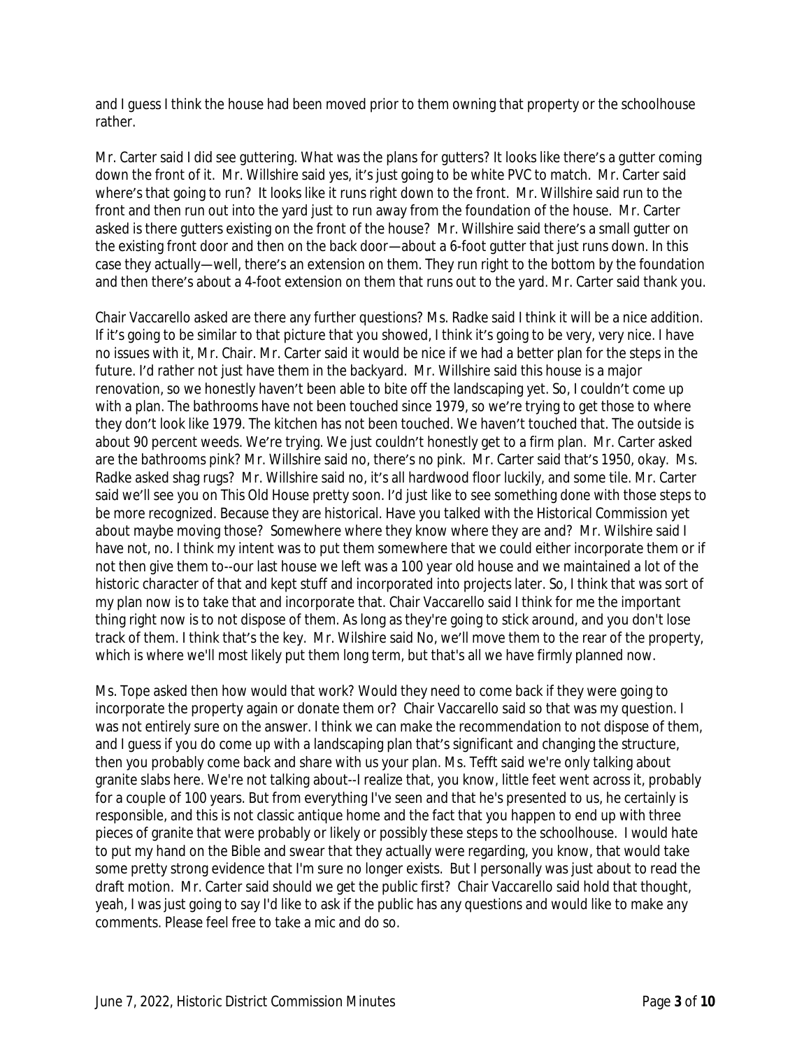and I guess I think the house had been moved prior to them owning that property or the schoolhouse rather.

Mr. Carter said I did see guttering. What was the plans for gutters? It looks like there's a gutter coming down the front of it. Mr. Willshire said yes, it's just going to be white PVC to match. Mr. Carter said where's that going to run? It looks like it runs right down to the front. Mr. Willshire said run to the front and then run out into the yard just to run away from the foundation of the house. Mr. Carter asked is there gutters existing on the front of the house? Mr. Willshire said there's a small gutter on the existing front door and then on the back door—about a 6-foot gutter that just runs down. In this case they actually—well, there's an extension on them. They run right to the bottom by the foundation and then there's about a 4-foot extension on them that runs out to the yard. Mr. Carter said thank you.

Chair Vaccarello asked are there any further questions? Ms. Radke said I think it will be a nice addition. If it's going to be similar to that picture that you showed, I think it's going to be very, very nice. I have no issues with it, Mr. Chair. Mr. Carter said it would be nice if we had a better plan for the steps in the future. I'd rather not just have them in the backyard. Mr. Willshire said this house is a major renovation, so we honestly haven't been able to bite off the landscaping yet. So, I couldn't come up with a plan. The bathrooms have not been touched since 1979, so we're trying to get those to where they don't look like 1979. The kitchen has not been touched. We haven't touched that. The outside is about 90 percent weeds. We're trying. We just couldn't honestly get to a firm plan. Mr. Carter asked are the bathrooms pink? Mr. Willshire said no, there's no pink. Mr. Carter said that's 1950, okay. Ms. Radke asked shag rugs? Mr. Willshire said no, it's all hardwood floor luckily, and some tile. Mr. Carter said we'll see you on This Old House pretty soon. I'd just like to see something done with those steps to be more recognized. Because they are historical. Have you talked with the Historical Commission yet about maybe moving those? Somewhere where they know where they are and? Mr. Wilshire said I have not, no. I think my intent was to put them somewhere that we could either incorporate them or if not then give them to--our last house we left was a 100 year old house and we maintained a lot of the historic character of that and kept stuff and incorporated into projects later. So, I think that was sort of my plan now is to take that and incorporate that. Chair Vaccarello said I think for me the important thing right now is to not dispose of them. As long as they're going to stick around, and you don't lose track of them. I think that's the key. Mr. Wilshire said No, we'll move them to the rear of the property, which is where we'll most likely put them long term, but that's all we have firmly planned now.

Ms. Tope asked then how would that work? Would they need to come back if they were going to incorporate the property again or donate them or? Chair Vaccarello said so that was my question. I was not entirely sure on the answer. I think we can make the recommendation to not dispose of them, and I guess if you do come up with a landscaping plan that's significant and changing the structure, then you probably come back and share with us your plan. Ms. Tefft said we're only talking about granite slabs here. We're not talking about--I realize that, you know, little feet went across it, probably for a couple of 100 years. But from everything I've seen and that he's presented to us, he certainly is responsible, and this is not classic antique home and the fact that you happen to end up with three pieces of granite that were probably or likely or possibly these steps to the schoolhouse. I would hate to put my hand on the Bible and swear that they actually were regarding, you know, that would take some pretty strong evidence that I'm sure no longer exists. But I personally was just about to read the draft motion. Mr. Carter said should we get the public first? Chair Vaccarello said hold that thought, yeah, I was just going to say I'd like to ask if the public has any questions and would like to make any comments. Please feel free to take a mic and do so.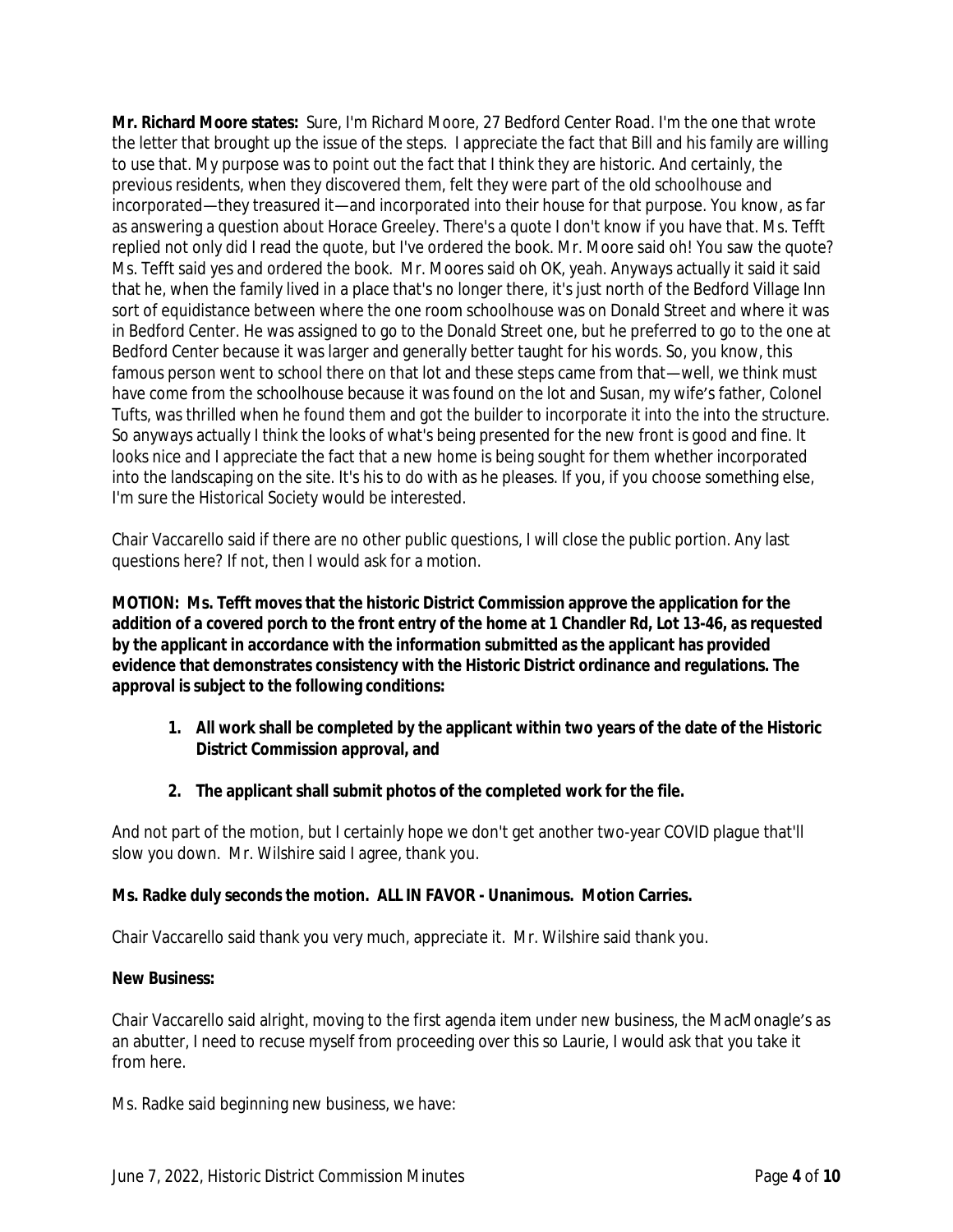**Mr. Richard Moore states:** Sure, I'm Richard Moore, 27 Bedford Center Road. I'm the one that wrote the letter that brought up the issue of the steps. I appreciate the fact that Bill and his family are willing to use that. My purpose was to point out the fact that I think they are historic. And certainly, the previous residents, when they discovered them, felt they were part of the old schoolhouse and incorporated—they treasured it—and incorporated into their house for that purpose. You know, as far as answering a question about Horace Greeley. There's a quote I don't know if you have that. Ms. Tefft replied not only did I read the quote, but I've ordered the book. Mr. Moore said oh! You saw the quote? Ms. Tefft said yes and ordered the book. Mr. Moores said oh OK, yeah. Anyways actually it said it said that he, when the family lived in a place that's no longer there, it's just north of the Bedford Village Inn sort of equidistance between where the one room schoolhouse was on Donald Street and where it was in Bedford Center. He was assigned to go to the Donald Street one, but he preferred to go to the one at Bedford Center because it was larger and generally better taught for his words. So, you know, this famous person went to school there on that lot and these steps came from that—well, we think must have come from the schoolhouse because it was found on the lot and Susan, my wife's father, Colonel Tufts, was thrilled when he found them and got the builder to incorporate it into the into the structure. So anyways actually I think the looks of what's being presented for the new front is good and fine. It looks nice and I appreciate the fact that a new home is being sought for them whether incorporated into the landscaping on the site. It's his to do with as he pleases. If you, if you choose something else, I'm sure the Historical Society would be interested.

Chair Vaccarello said if there are no other public questions, I will close the public portion. Any last questions here? If not, then I would ask for a motion.

**MOTION: Ms. Tefft moves that the historic District Commission approve the application for the addition of a covered porch to the front entry of the home at 1 Chandler Rd, Lot 13-46, as requested by the applicant in accordance with the information submitted as the applicant has provided evidence that demonstrates consistency with the Historic District ordinance and regulations. The approval is subject to the following conditions:**

1. **All work shall be completed by the applicant within two years of the date of the Historic District Commission approval, and**
2. **The applicant shall submit photos of the completed work for the file.**

And not part of the motion, but I certainly hope we don't get another two-year COVID plague that'll slow you down. Mr. Wilshire said I agree, thank you.

**Ms. Radke duly seconds the motion. ALL IN FAVOR - Unanimous. Motion Carries.**

Chair Vaccarello said thank you very much, appreciate it. Mr. Wilshire said thank you.

**New Business:**

Chair Vaccarello said alright, moving to the first agenda item under new business, the MacMonagle's as an abutter, I need to recuse myself from proceeding over this so Laurie, I would ask that you take it from here.

Ms. Radke said beginning new business, we have: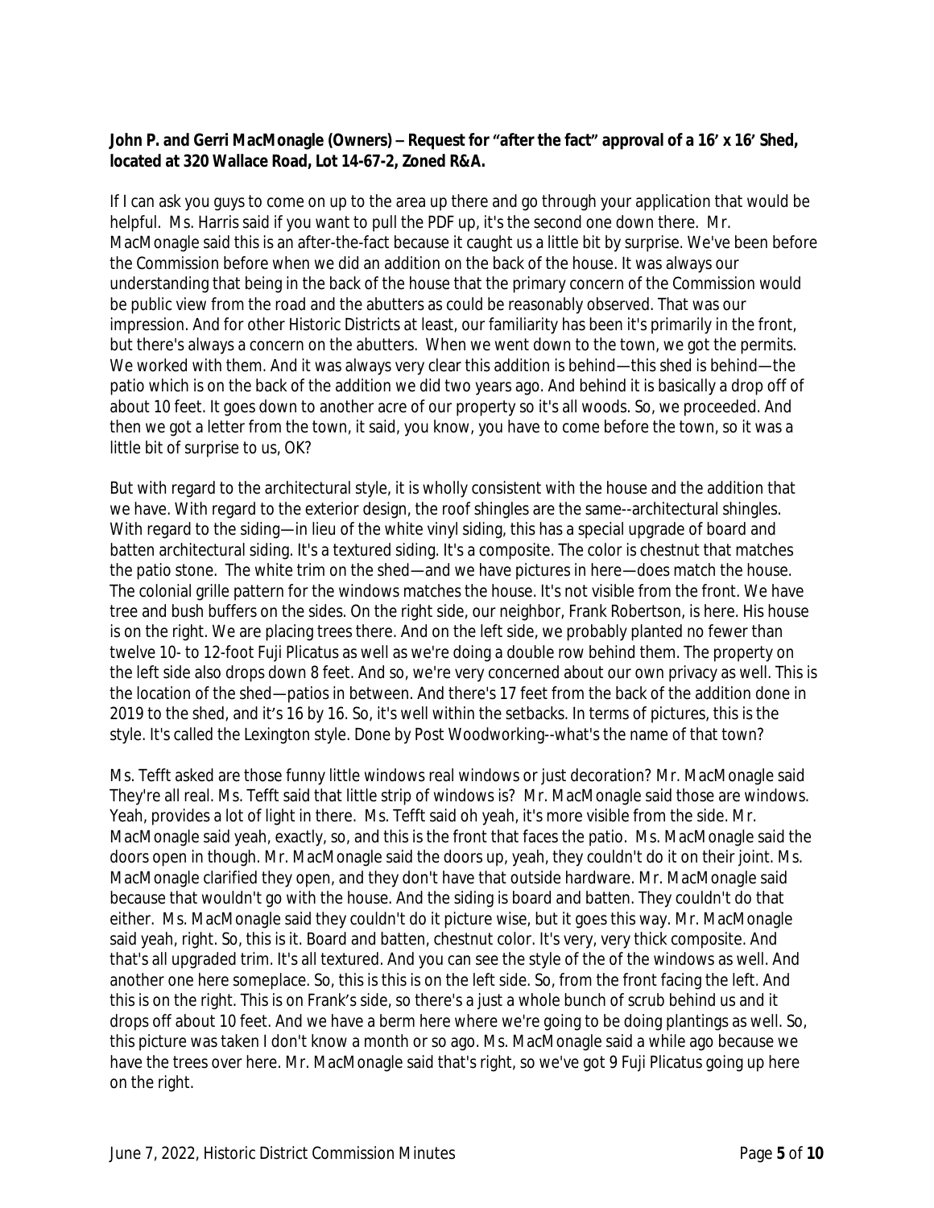**John P. and Gerri MacMonagle (Owners) – Request for "after the fact" approval of a 16' x 16' Shed, located at 320 Wallace Road, Lot 14-67-2, Zoned R&A.**

If I can ask you guys to come on up to the area up there and go through your application that would be helpful. Ms. Harris said if you want to pull the PDF up, it's the second one down there. Mr. MacMonagle said this is an after-the-fact because it caught us a little bit by surprise. We've been before the Commission before when we did an addition on the back of the house. It was always our understanding that being in the back of the house that the primary concern of the Commission would be public view from the road and the abutters as could be reasonably observed. That was our impression. And for other Historic Districts at least, our familiarity has been it's primarily in the front, but there's always a concern on the abutters. When we went down to the town, we got the permits. We worked with them. And it was always very clear this addition is behind—this shed is behind—the patio which is on the back of the addition we did two years ago. And behind it is basically a drop off of about 10 feet. It goes down to another acre of our property so it's all woods. So, we proceeded. And then we got a letter from the town, it said, you know, you have to come before the town, so it was a little bit of surprise to us, OK?

But with regard to the architectural style, it is wholly consistent with the house and the addition that we have. With regard to the exterior design, the roof shingles are the same--architectural shingles. With regard to the siding—in lieu of the white vinyl siding, this has a special upgrade of board and batten architectural siding. It's a textured siding. It's a composite. The color is chestnut that matches the patio stone. The white trim on the shed—and we have pictures in here—does match the house. The colonial grille pattern for the windows matches the house. It's not visible from the front. We have tree and bush buffers on the sides. On the right side, our neighbor, Frank Robertson, is here. His house is on the right. We are placing trees there. And on the left side, we probably planted no fewer than twelve 10- to 12-foot Fuji Plicatus as well as we're doing a double row behind them. The property on the left side also drops down 8 feet. And so, we're very concerned about our own privacy as well. This is the location of the shed—patios in between. And there's 17 feet from the back of the addition done in 2019 to the shed, and it's 16 by 16. So, it's well within the setbacks. In terms of pictures, this is the style. It's called the Lexington style. Done by Post Woodworking--what's the name of that town?

Ms. Tefft asked are those funny little windows real windows or just decoration? Mr. MacMonagle said They're all real. Ms. Tefft said that little strip of windows is? Mr. MacMonagle said those are windows. Yeah, provides a lot of light in there. Ms. Tefft said oh yeah, it's more visible from the side. Mr. MacMonagle said yeah, exactly, so, and this is the front that faces the patio. Ms. MacMonagle said the doors open in though. Mr. MacMonagle said the doors up, yeah, they couldn't do it on their joint. Ms. MacMonagle clarified they open, and they don't have that outside hardware. Mr. MacMonagle said because that wouldn't go with the house. And the siding is board and batten. They couldn't do that either. Ms. MacMonagle said they couldn't do it picture wise, but it goes this way. Mr. MacMonagle said yeah, right. So, this is it. Board and batten, chestnut color. It's very, very thick composite. And that's all upgraded trim. It's all textured. And you can see the style of the of the windows as well. And another one here someplace. So, this is this is on the left side. So, from the front facing the left. And this is on the right. This is on Frank's side, so there's a just a whole bunch of scrub behind us and it drops off about 10 feet. And we have a berm here where we're going to be doing plantings as well. So, this picture was taken I don't know a month or so ago. Ms. MacMonagle said a while ago because we have the trees over here. Mr. MacMonagle said that's right, so we've got 9 Fuji Plicatus going up here on the right.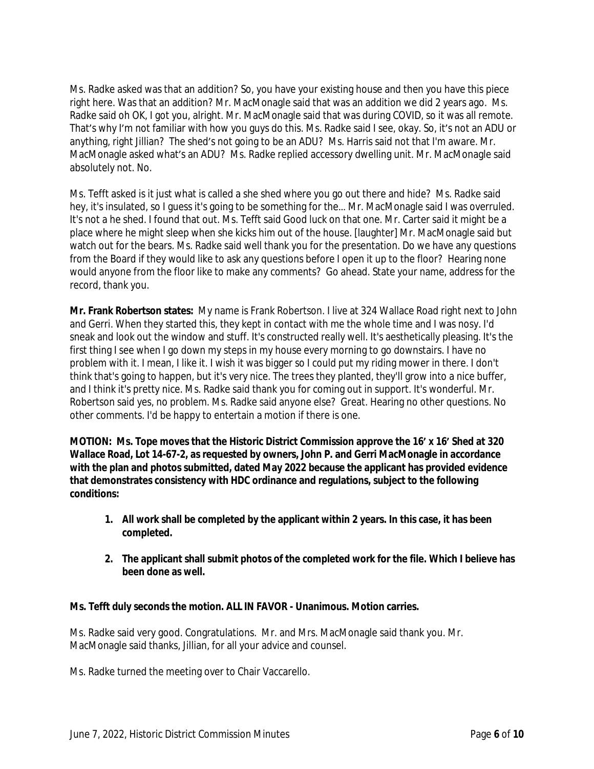Ms. Radke asked was that an addition? So, you have your existing house and then you have this piece right here. Was that an addition? Mr. MacMonagle said that was an addition we did 2 years ago. Ms. Radke said oh OK, I got you, alright. Mr. MacMonagle said that was during COVID, so it was all remote. That's why I'm not familiar with how you guys do this. Ms. Radke said I see, okay. So, it's not an ADU or anything, right Jillian? The shed's not going to be an ADU? Ms. Harris said not that I'm aware. Mr. MacMonagle asked what's an ADU? Ms. Radke replied accessory dwelling unit. Mr. MacMonagle said absolutely not. No.

Ms. Tefft asked is it just what is called a she shed where you go out there and hide? Ms. Radke said hey, it's insulated, so I guess it's going to be something for the... Mr. MacMonagle said I was overruled. It's not a he shed. I found that out. Ms. Tefft said Good luck on that one. Mr. Carter said it might be a place where he might sleep when she kicks him out of the house. [laughter] Mr. MacMonagle said but watch out for the bears. Ms. Radke said well thank you for the presentation. Do we have any questions from the Board if they would like to ask any questions before I open it up to the floor? Hearing none would anyone from the floor like to make any comments? Go ahead. State your name, address for the record, thank you.

**Mr. Frank Robertson states:** My name is Frank Robertson. I live at 324 Wallace Road right next to John and Gerri. When they started this, they kept in contact with me the whole time and I was nosy. I'd sneak and look out the window and stuff. It's constructed really well. It's aesthetically pleasing. It's the first thing I see when I go down my steps in my house every morning to go downstairs. I have no problem with it. I mean, I like it. I wish it was bigger so I could put my riding mower in there. I don't think that's going to happen, but it's very nice. The trees they planted, they'll grow into a nice buffer, and I think it's pretty nice. Ms. Radke said thank you for coming out in support. It's wonderful. Mr. Robertson said yes, no problem. Ms. Radke said anyone else? Great. Hearing no other questions. No other comments. I'd be happy to entertain a motion if there is one.

**MOTION: Ms. Tope moves that the Historic District Commission approve the 16' x 16' Shed at 320 Wallace Road, Lot 14-67-2, as requested by owners, John P. and Gerri MacMonagle in accordance with the plan and photos submitted, dated May 2022 because the applicant has provided evidence that demonstrates consistency with HDC ordinance and regulations, subject to the following conditions:**

1. **All work shall be completed by the applicant within 2 years. In this case, it has been completed.**
2. **The applicant shall submit photos of the completed work for the file. Which I believe has been done as well.**

**Ms. Tefft duly seconds the motion. ALL IN FAVOR - Unanimous. Motion carries.**

Ms. Radke said very good. Congratulations. Mr. and Mrs. MacMonagle said thank you. Mr. MacMonagle said thanks, Jillian, for all your advice and counsel.

Ms. Radke turned the meeting over to Chair Vaccarello.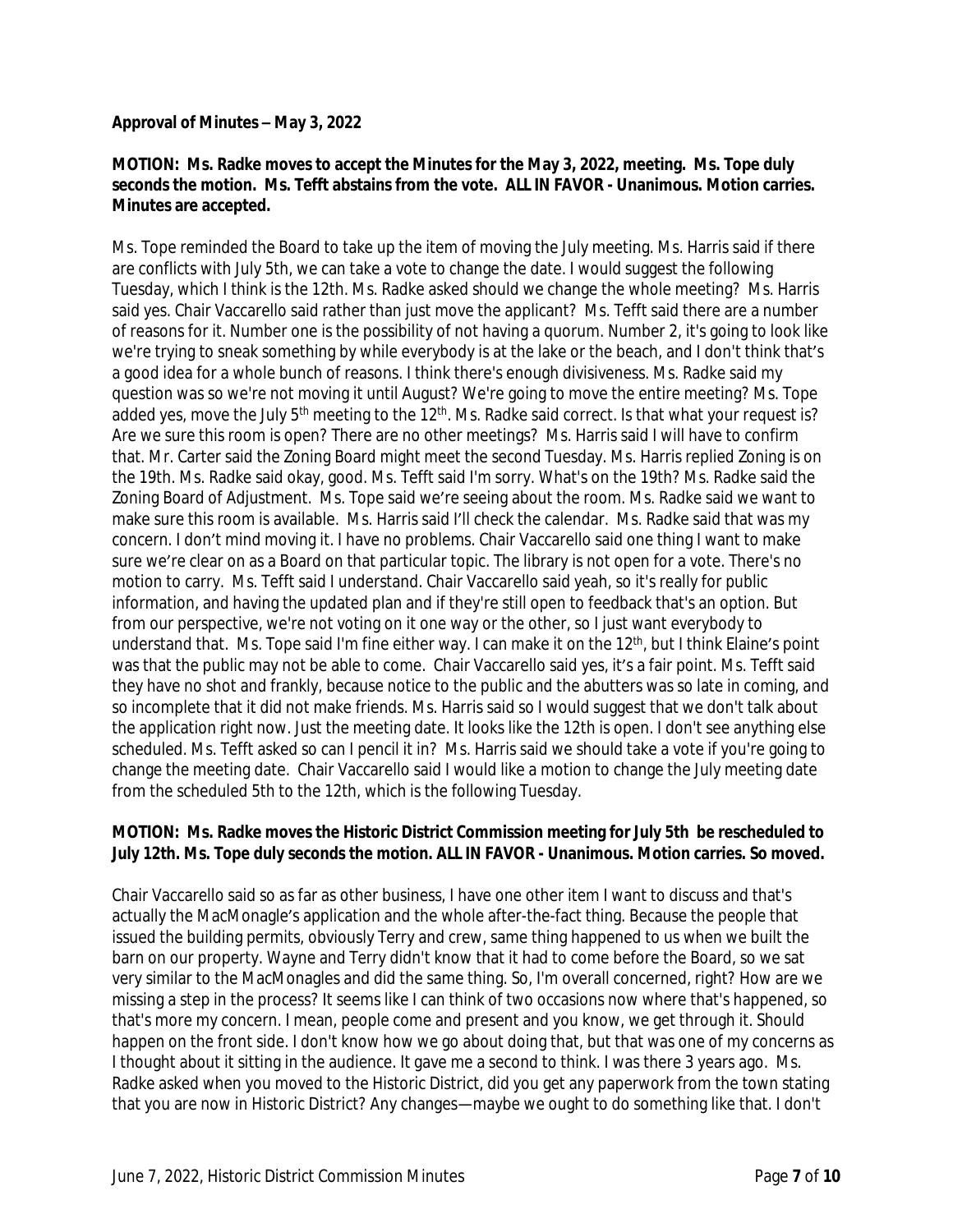**Approval of Minutes – May 3, 2022**

**MOTION: Ms. Radke moves to accept the Minutes for the May 3, 2022, meeting. Ms. Tope duly seconds the motion. Ms. Tefft abstains from the vote. ALL IN FAVOR - Unanimous. Motion carries. Minutes are accepted.**

Ms. Tope reminded the Board to take up the item of moving the July meeting. Ms. Harris said if there are conflicts with July 5th, we can take a vote to change the date. I would suggest the following Tuesday, which I think is the 12th. Ms. Radke asked should we change the whole meeting? Ms. Harris said yes. Chair Vaccarello said rather than just move the applicant? Ms. Tefft said there are a number of reasons for it. Number one is the possibility of not having a quorum. Number 2, it's going to look like we're trying to sneak something by while everybody is at the lake or the beach, and I don't think that's a good idea for a whole bunch of reasons. I think there's enough divisiveness. Ms. Radke said my question was so we're not moving it until August? We're going to move the entire meeting? Ms. Tope added yes, move the July 5th meeting to the 12th. Ms. Radke said correct. Is that what your request is? Are we sure this room is open? There are no other meetings? Ms. Harris said I will have to confirm that. Mr. Carter said the Zoning Board might meet the second Tuesday. Ms. Harris replied Zoning is on the 19th. Ms. Radke said okay, good. Ms. Tefft said I'm sorry. What's on the 19th? Ms. Radke said the Zoning Board of Adjustment. Ms. Tope said we're seeing about the room. Ms. Radke said we want to make sure this room is available. Ms. Harris said I'll check the calendar. Ms. Radke said that was my concern. I don't mind moving it. I have no problems. Chair Vaccarello said one thing I want to make sure we're clear on as a Board on that particular topic. The library is not open for a vote. There's no motion to carry. Ms. Tefft said I understand. Chair Vaccarello said yeah, so it's really for public information, and having the updated plan and if they're still open to feedback that's an option. But from our perspective, we're not voting on it one way or the other, so I just want everybody to understand that. Ms. Tope said I'm fine either way. I can make it on the 12th, but I think Elaine's point was that the public may not be able to come. Chair Vaccarello said yes, it's a fair point. Ms. Tefft said they have no shot and frankly, because notice to the public and the abutters was so late in coming, and so incomplete that it did not make friends. Ms. Harris said so I would suggest that we don't talk about the application right now. Just the meeting date. It looks like the 12th is open. I don't see anything else scheduled. Ms. Tefft asked so can I pencil it in? Ms. Harris said we should take a vote if you're going to change the meeting date. Chair Vaccarello said I would like a motion to change the July meeting date from the scheduled 5th to the 12th, which is the following Tuesday.

**MOTION: Ms. Radke moves the Historic District Commission meeting for July 5th be rescheduled to July 12th. Ms. Tope duly seconds the motion. ALL IN FAVOR - Unanimous. Motion carries. So moved.**

Chair Vaccarello said so as far as other business, I have one other item I want to discuss and that's actually the MacMonagle's application and the whole after-the-fact thing. Because the people that issued the building permits, obviously Terry and crew, same thing happened to us when we built the barn on our property. Wayne and Terry didn't know that it had to come before the Board, so we sat very similar to the MacMonagles and did the same thing. So, I'm overall concerned, right? How are we missing a step in the process? It seems like I can think of two occasions now where that's happened, so that's more my concern. I mean, people come and present and you know, we get through it. Should happen on the front side. I don't know how we go about doing that, but that was one of my concerns as I thought about it sitting in the audience. It gave me a second to think. I was there 3 years ago. Ms. Radke asked when you moved to the Historic District, did you get any paperwork from the town stating that you are now in Historic District? Any changes—maybe we ought to do something like that. I don't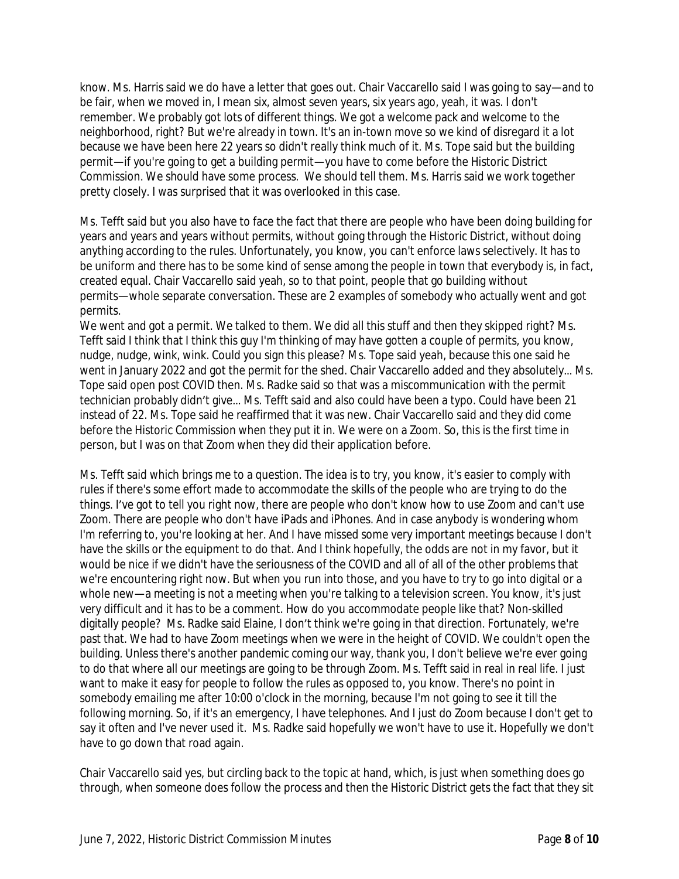know. Ms. Harris said we do have a letter that goes out. Chair Vaccarello said I was going to say—and to be fair, when we moved in, I mean six, almost seven years, six years ago, yeah, it was. I don't remember. We probably got lots of different things. We got a welcome pack and welcome to the neighborhood, right? But we're already in town. It's an in-town move so we kind of disregard it a lot because we have been here 22 years so didn't really think much of it. Ms. Tope said but the building permit—if you're going to get a building permit—you have to come before the Historic District Commission. We should have some process. We should tell them. Ms. Harris said we work together pretty closely. I was surprised that it was overlooked in this case.

Ms. Tefft said but you also have to face the fact that there are people who have been doing building for years and years and years without permits, without going through the Historic District, without doing anything according to the rules. Unfortunately, you know, you can't enforce laws selectively. It has to be uniform and there has to be some kind of sense among the people in town that everybody is, in fact, created equal. Chair Vaccarello said yeah, so to that point, people that go building without permits—whole separate conversation. These are 2 examples of somebody who actually went and got permits.
We went and got a permit. We talked to them. We did all this stuff and then they skipped right? Ms. Tefft said I think that I think this guy I'm thinking of may have gotten a couple of permits, you know, nudge, nudge, wink, wink. Could you sign this please? Ms. Tope said yeah, because this one said he went in January 2022 and got the permit for the shed. Chair Vaccarello added and they absolutely... Ms. Tope said open post COVID then. Ms. Radke said so that was a miscommunication with the permit technician probably didn't give... Ms. Tefft said and also could have been a typo. Could have been 21 instead of 22. Ms. Tope said he reaffirmed that it was new. Chair Vaccarello said and they did come before the Historic Commission when they put it in. We were on a Zoom. So, this is the first time in person, but I was on that Zoom when they did their application before.

Ms. Tefft said which brings me to a question. The idea is to try, you know, it's easier to comply with rules if there's some effort made to accommodate the skills of the people who are trying to do the things. I've got to tell you right now, there are people who don't know how to use Zoom and can't use Zoom. There are people who don't have iPads and iPhones. And in case anybody is wondering whom I'm referring to, you're looking at her. And I have missed some very important meetings because I don't have the skills or the equipment to do that. And I think hopefully, the odds are not in my favor, but it would be nice if we didn't have the seriousness of the COVID and all of all of the other problems that we're encountering right now. But when you run into those, and you have to try to go into digital or a whole new—a meeting is not a meeting when you're talking to a television screen. You know, it's just very difficult and it has to be a comment. How do you accommodate people like that? Non-skilled digitally people? Ms. Radke said Elaine, I don't think we're going in that direction. Fortunately, we're past that. We had to have Zoom meetings when we were in the height of COVID. We couldn't open the building. Unless there's another pandemic coming our way, thank you, I don't believe we're ever going to do that where all our meetings are going to be through Zoom. Ms. Tefft said in real in real life. I just want to make it easy for people to follow the rules as opposed to, you know. There's no point in somebody emailing me after 10:00 o'clock in the morning, because I'm not going to see it till the following morning. So, if it's an emergency, I have telephones. And I just do Zoom because I don't get to say it often and I've never used it. Ms. Radke said hopefully we won't have to use it. Hopefully we don't have to go down that road again.

Chair Vaccarello said yes, but circling back to the topic at hand, which, is just when something does go through, when someone does follow the process and then the Historic District gets the fact that they sit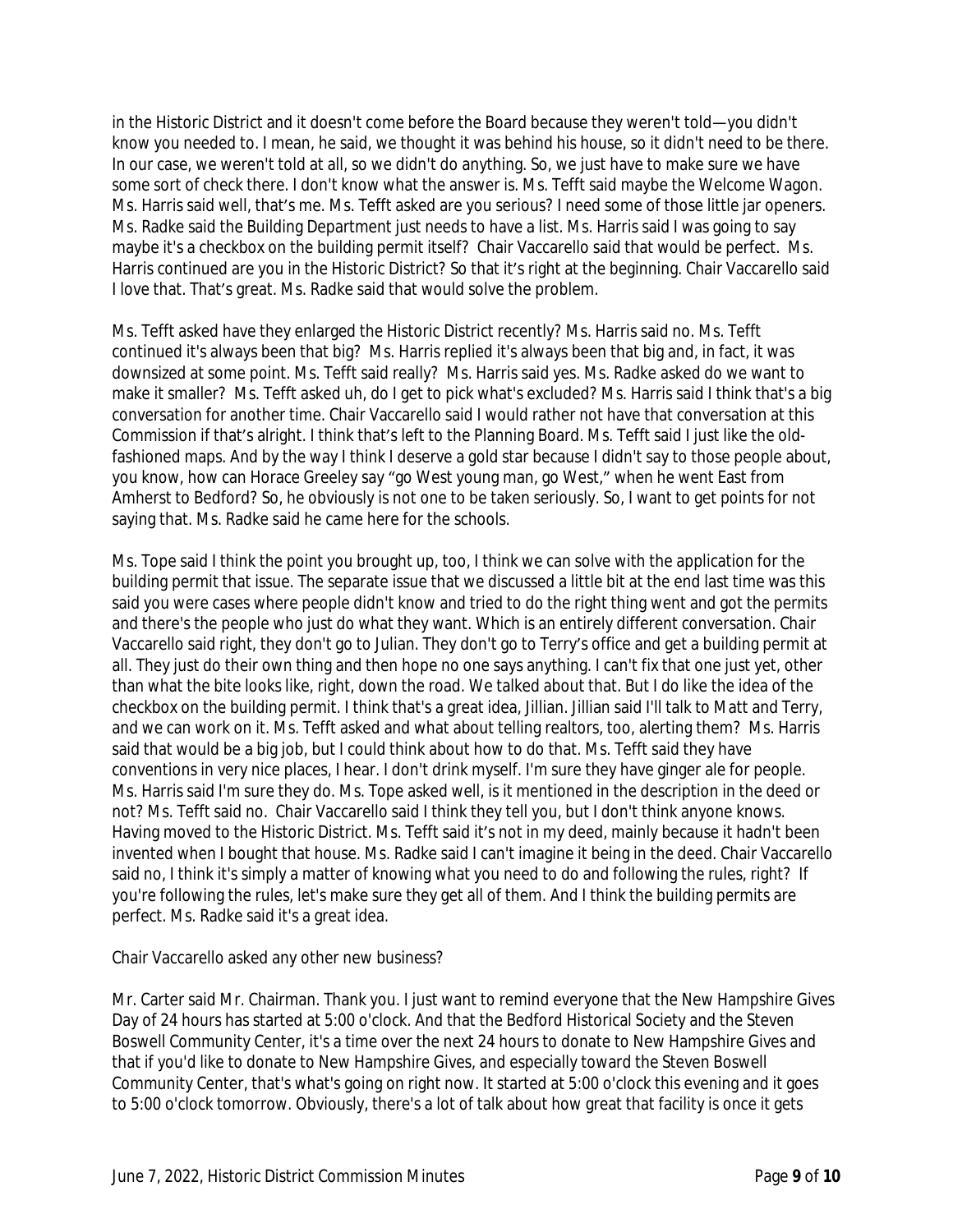in the Historic District and it doesn't come before the Board because they weren't told—you didn't know you needed to. I mean, he said, we thought it was behind his house, so it didn't need to be there. In our case, we weren't told at all, so we didn't do anything. So, we just have to make sure we have some sort of check there. I don't know what the answer is. Ms. Tefft said maybe the Welcome Wagon. Ms. Harris said well, that's me. Ms. Tefft asked are you serious? I need some of those little jar openers. Ms. Radke said the Building Department just needs to have a list. Ms. Harris said I was going to say maybe it's a checkbox on the building permit itself? Chair Vaccarello said that would be perfect. Ms. Harris continued are you in the Historic District? So that it's right at the beginning. Chair Vaccarello said I love that. That's great. Ms. Radke said that would solve the problem.

Ms. Tefft asked have they enlarged the Historic District recently? Ms. Harris said no. Ms. Tefft continued it's always been that big? Ms. Harris replied it's always been that big and, in fact, it was downsized at some point. Ms. Tefft said really? Ms. Harris said yes. Ms. Radke asked do we want to make it smaller? Ms. Tefft asked uh, do I get to pick what's excluded? Ms. Harris said I think that's a big conversation for another time. Chair Vaccarello said I would rather not have that conversation at this Commission if that's alright. I think that's left to the Planning Board. Ms. Tefft said I just like the old-fashioned maps. And by the way I think I deserve a gold star because I didn't say to those people about, you know, how can Horace Greeley say "go West young man, go West," when he went East from Amherst to Bedford? So, he obviously is not one to be taken seriously. So, I want to get points for not saying that. Ms. Radke said he came here for the schools.

Ms. Tope said I think the point you brought up, too, I think we can solve with the application for the building permit that issue. The separate issue that we discussed a little bit at the end last time was this said you were cases where people didn't know and tried to do the right thing went and got the permits and there's the people who just do what they want. Which is an entirely different conversation. Chair Vaccarello said right, they don't go to Julian. They don't go to Terry's office and get a building permit at all. They just do their own thing and then hope no one says anything. I can't fix that one just yet, other than what the bite looks like, right, down the road. We talked about that. But I do like the idea of the checkbox on the building permit. I think that's a great idea, Jillian. Jillian said I'll talk to Matt and Terry, and we can work on it. Ms. Tefft asked and what about telling realtors, too, alerting them? Ms. Harris said that would be a big job, but I could think about how to do that. Ms. Tefft said they have conventions in very nice places, I hear. I don't drink myself. I'm sure they have ginger ale for people. Ms. Harris said I'm sure they do. Ms. Tope asked well, is it mentioned in the description in the deed or not? Ms. Tefft said no. Chair Vaccarello said I think they tell you, but I don't think anyone knows. Having moved to the Historic District. Ms. Tefft said it's not in my deed, mainly because it hadn't been invented when I bought that house. Ms. Radke said I can't imagine it being in the deed. Chair Vaccarello said no, I think it's simply a matter of knowing what you need to do and following the rules, right? If you're following the rules, let's make sure they get all of them. And I think the building permits are perfect. Ms. Radke said it's a great idea.

Chair Vaccarello asked any other new business?

Mr. Carter said Mr. Chairman. Thank you. I just want to remind everyone that the New Hampshire Gives Day of 24 hours has started at 5:00 o'clock. And that the Bedford Historical Society and the Steven Boswell Community Center, it's a time over the next 24 hours to donate to New Hampshire Gives and that if you'd like to donate to New Hampshire Gives, and especially toward the Steven Boswell Community Center, that's what's going on right now. It started at 5:00 o'clock this evening and it goes to 5:00 o'clock tomorrow. Obviously, there's a lot of talk about how great that facility is once it gets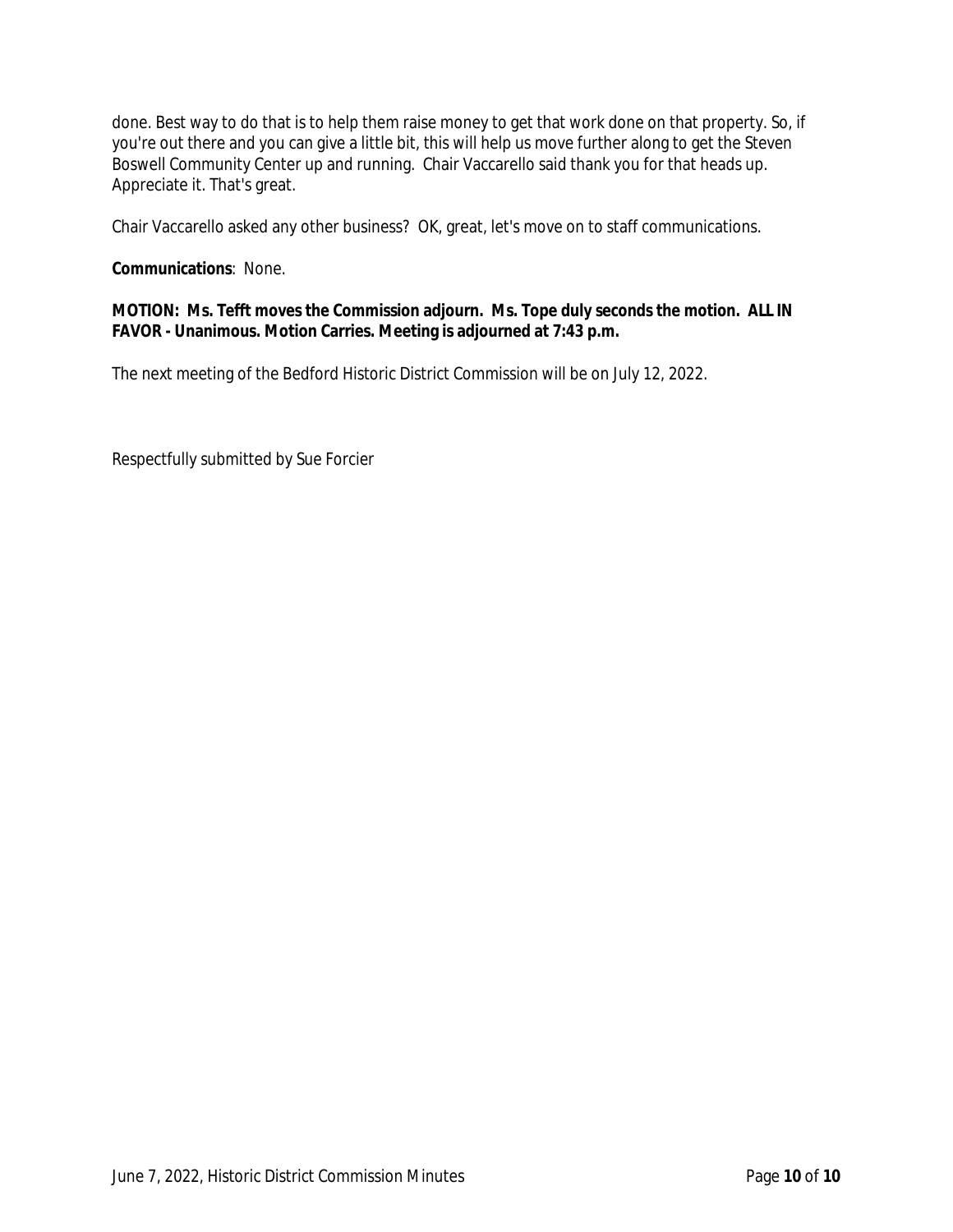done. Best way to do that is to help them raise money to get that work done on that property. So, if you're out there and you can give a little bit, this will help us move further along to get the Steven Boswell Community Center up and running. Chair Vaccarello said thank you for that heads up. Appreciate it. That's great.

Chair Vaccarello asked any other business? OK, great, let's move on to staff communications.

**Communications**: None.

**MOTION: Ms. Tefft moves the Commission adjourn. Ms. Tope duly seconds the motion. ALL IN FAVOR - Unanimous. Motion Carries. Meeting is adjourned at 7:43 p.m.**

The next meeting of the Bedford Historic District Commission will be on July 12, 2022.

Respectfully submitted by Sue Forcier